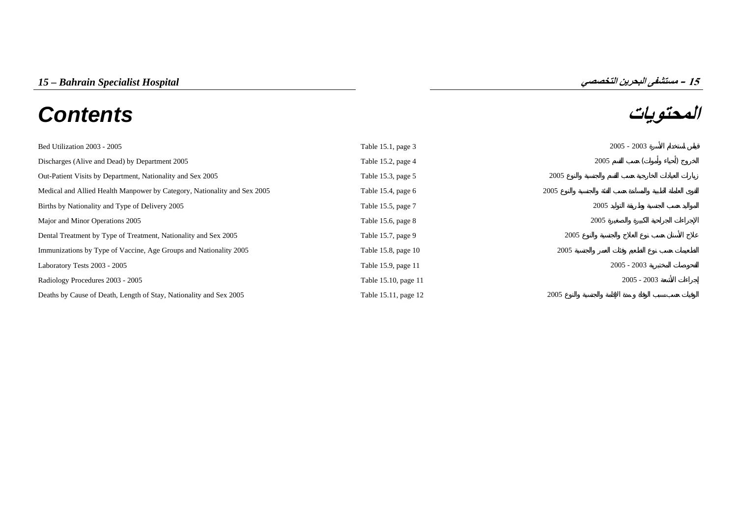# 15 – Bahrain Specialist Hospital

# 15 - مستشفى البحرين التخصصي

## Contents

## المحتويات

| | | |
|---|---|---|
| Bed Utilization 2003 - 2005 | Table 15.1, page 3 | قياس استخدام الأسرة 2003 - 2005 |
| Discharges (Alive and Dead) by Department 2005 | Table 15.2, page 4 | الخروج (أحياء وأموات) حسب القسم 2005 |
| Out-Patient Visits by Department, Nationality and Sex 2005 | Table 15.3, page 5 | زيارات العيادات الخارجية حسب القسم والجنسية والنوع 2005 |
| Medical and Allied Health Manpower by Category, Nationality and Sex 2005 | Table 15.4, page 6 | القوى العاملة الطبية والمساندة حسب الفئة والجنسية والنوع 2005 |
| Births by Nationality and Type of Delivery 2005 | Table 15.5, page 7 | المواليد حسب الجنسية وطريقة التوليد 2005 |
| Major and Minor Operations 2005 | Table 15.6, page 8 | الإجراءات الجراحية الكبيرة والصغيرة 2005 |
| Dental Treatment by Type of Treatment, Nationality and Sex 2005 | Table 15.7, page 9 | علاج الأسنان حسب نوع العلاج والجنسية والنوع 2005 |
| Immunizations by Type of Vaccine, Age Groups and Nationality 2005 | Table 15.8, page 10 | التطعيمات حسب نوع الطعم وفئات العمر والجنسية 2005 |
| Laboratory Tests 2003 - 2005 | Table 15.9, page 11 | الفحوصات المختبرية 2003 - 2005 |
| Radiology Procedures 2003 - 2005 | Table 15.10, page 11 | إجراءات الأشعة 2003 - 2005 |
| Deaths by Cause of Death, Length of Stay, Nationality and Sex 2005 | Table 15.11, page 12 | الوفيات حسب سبب الوفاة ومدة الإقامة والجنسية والنوع 2005 |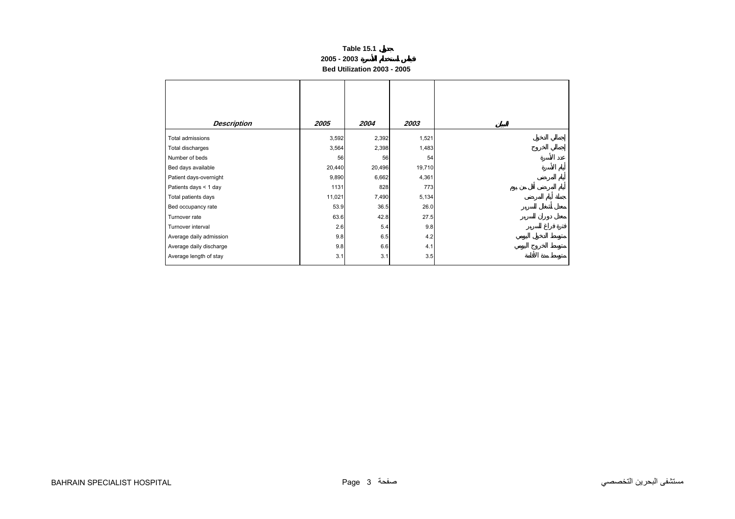**Table 15.1 جدول**

**2005 - 2003 قياس استخدام الأسرة**

**Bed Utilization 2003 - 2005**

| *Description* | *2005* | *2004* | *2003* | البيان |
|---|---|---|---|---|
| Total admissions | 3,592 | 2,392 | 1,521 | إجمالي الدخول |
| Total discharges | 3,564 | 2,398 | 1,483 | إجمالي الخروج |
| Number of beds | 56 | 56 | 54 | عدد الأسرة |
| Bed days available | 20,440 | 20,496 | 19,710 | أيام الأسرة |
| Patient days-overnight | 9,890 | 6,662 | 4,361 | أيام المرضى |
| Patients days < 1 day | 1131 | 828 | 773 | أيام المرضى أقل من يوم |
| Total patients days | 11,021 | 7,490 | 5,134 | جملة أيام المرضى |
| Bed occupancy rate | 53.9 | 36.5 | 26.0 | معدل أشغال السرير |
| Turnover rate | 63.6 | 42.8 | 27.5 | معدل دوران السرير |
| Turnover interval | 2.6 | 5.4 | 9.8 | فترة فراغ السرير |
| Average daily admission | 9.8 | 6.5 | 4.2 | متوسط الدخول اليومي |
| Average daily discharge | 9.8 | 6.6 | 4.1 | متوسط الخروج اليومي |
| Average length of stay | 3.1 | 3.1 | 3.5 | متوسط مدة الاقامة |

BAHRAIN SPECIALIST HOSPITAL مستشفى البحرين التخصصي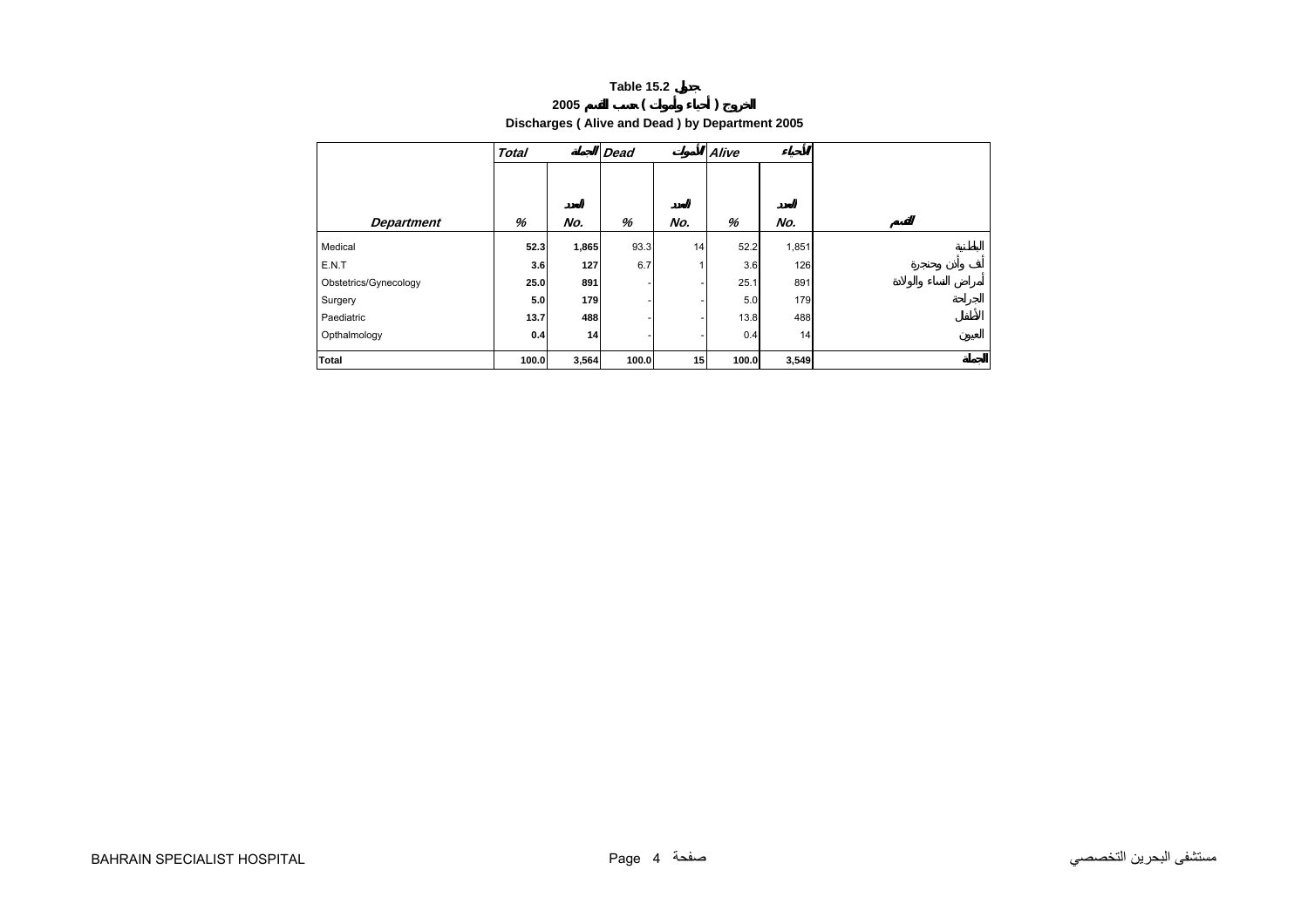**Table 15.2 جدول**

**2005 الخروج ( أحياء وأموات ) حسب القسم**

**Discharges ( Alive and Dead ) by Department 2005**

| | Total | الجملة | Dead | الأموات | Alive | الأحياء | |
|---|---|---|---|---|---|---|---|
| Department | % | No. العدد | % | No. العدد | % | No. العدد | القسم |
| Medical | **52.3** | **1,865** | 93.3 | 14 | 52.2 | 1,851 | الباطنية |
| E.N.T | **3.6** | **127** | 6.7 | 1 | 3.6 | 126 | أنف وأذن وحنجرة |
| Obstetrics/Gynecology | **25.0** | **891** | - | - | 25.1 | 891 | أمراض النساء والولادة |
| Surgery | **5.0** | **179** | - | - | 5.0 | 179 | الجراحة |
| Paediatric | **13.7** | **488** | - | - | 13.8 | 488 | الأطفال |
| Opthalmology | **0.4** | **14** | - | - | 0.4 | 14 | العيون |
| **Total** | **100.0** | **3,564** | **100.0** | **15** | **100.0** | **3,549** | **الجملة** |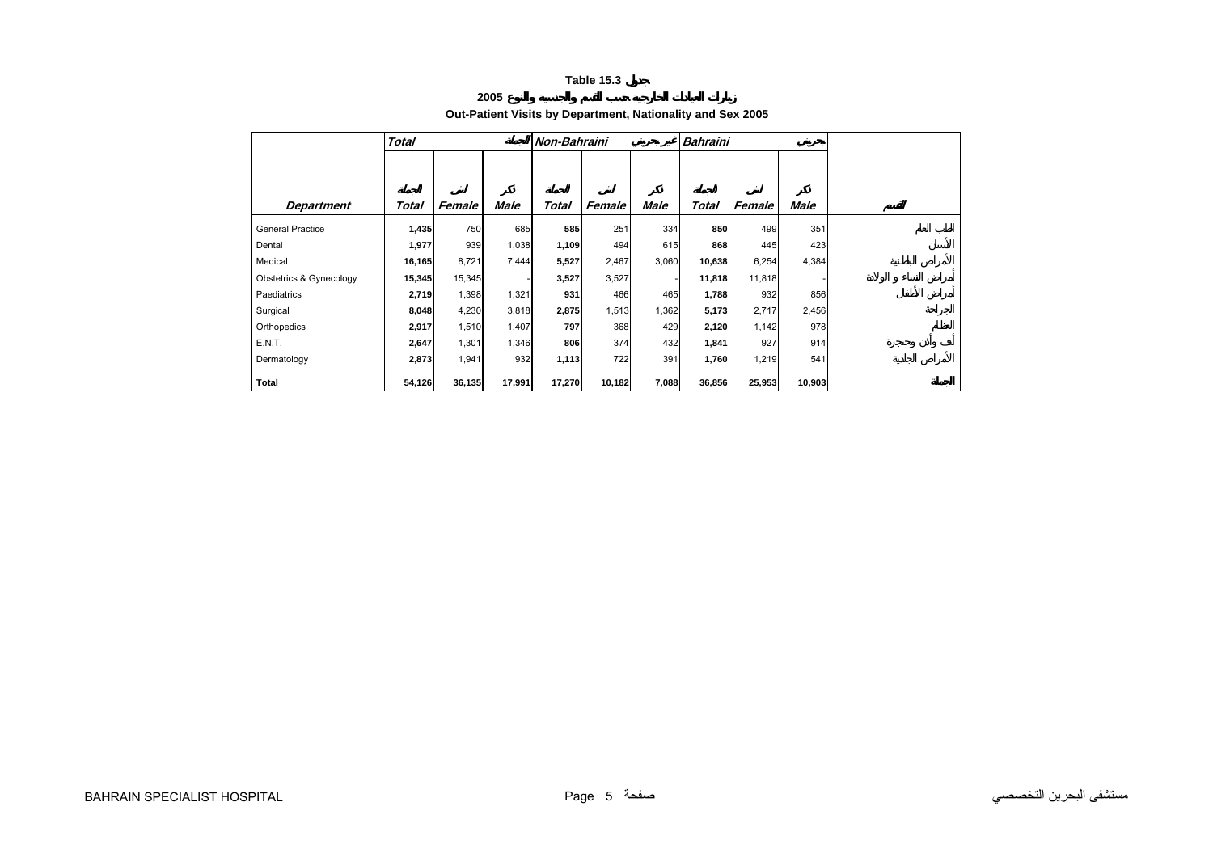**Table 15.3 جدول**

**2005 زيارات العيادات الخارجية حسب القسم والجنسية والنوع**

**Out-Patient Visits by Department, Nationality and Sex 2005**

| | *Total* الجملة | | | *Non-Bahraini* غير بحريني | | | *Bahraini* بحريني | | | |
|---|---|---|---|---|---|---|---|---|---|---|
| ***Department*** | ***Total*** الجملة | ***Female*** أنثى | ***Male*** ذكر | ***Total*** الجملة | ***Female*** أنثى | ***Male*** ذكر | ***Total*** الجملة | ***Female*** أنثى | ***Male*** ذكر | القسم |
| General Practice | **1,435** | 750 | 685 | **585** | 251 | 334 | **850** | 499 | 351 | الطب العام |
| Dental | **1,977** | 939 | 1,038 | **1,109** | 494 | 615 | **868** | 445 | 423 | الأسنان |
| Medical | **16,165** | 8,721 | 7,444 | **5,527** | 2,467 | 3,060 | **10,638** | 6,254 | 4,384 | الأمراض الباطنية |
| Obstetrics & Gynecology | **15,345** | 15,345 | - | **3,527** | 3,527 | - | **11,818** | 11,818 | - | أمراض النساء و الولادة |
| Paediatrics | **2,719** | 1,398 | 1,321 | **931** | 466 | 465 | **1,788** | 932 | 856 | أمراض الأطفال |
| Surgical | **8,048** | 4,230 | 3,818 | **2,875** | 1,513 | 1,362 | **5,173** | 2,717 | 2,456 | الجراحة |
| Orthopedics | **2,917** | 1,510 | 1,407 | **797** | 368 | 429 | **2,120** | 1,142 | 978 | العظام |
| E.N.T. | **2,647** | 1,301 | 1,346 | **806** | 374 | 432 | **1,841** | 927 | 914 | أنف وأذن وحنجرة |
| Dermatology | **2,873** | 1,941 | 932 | **1,113** | 722 | 391 | **1,760** | 1,219 | 541 | الأمراض الجلدية |
| **Total** | **54,126** | **36,135** | **17,991** | **17,270** | **10,182** | **7,088** | **36,856** | **25,953** | **10,903** | **الجملة** |

BAHRAIN SPECIALIST HOSPITAL مستشفى البحرين التخصصي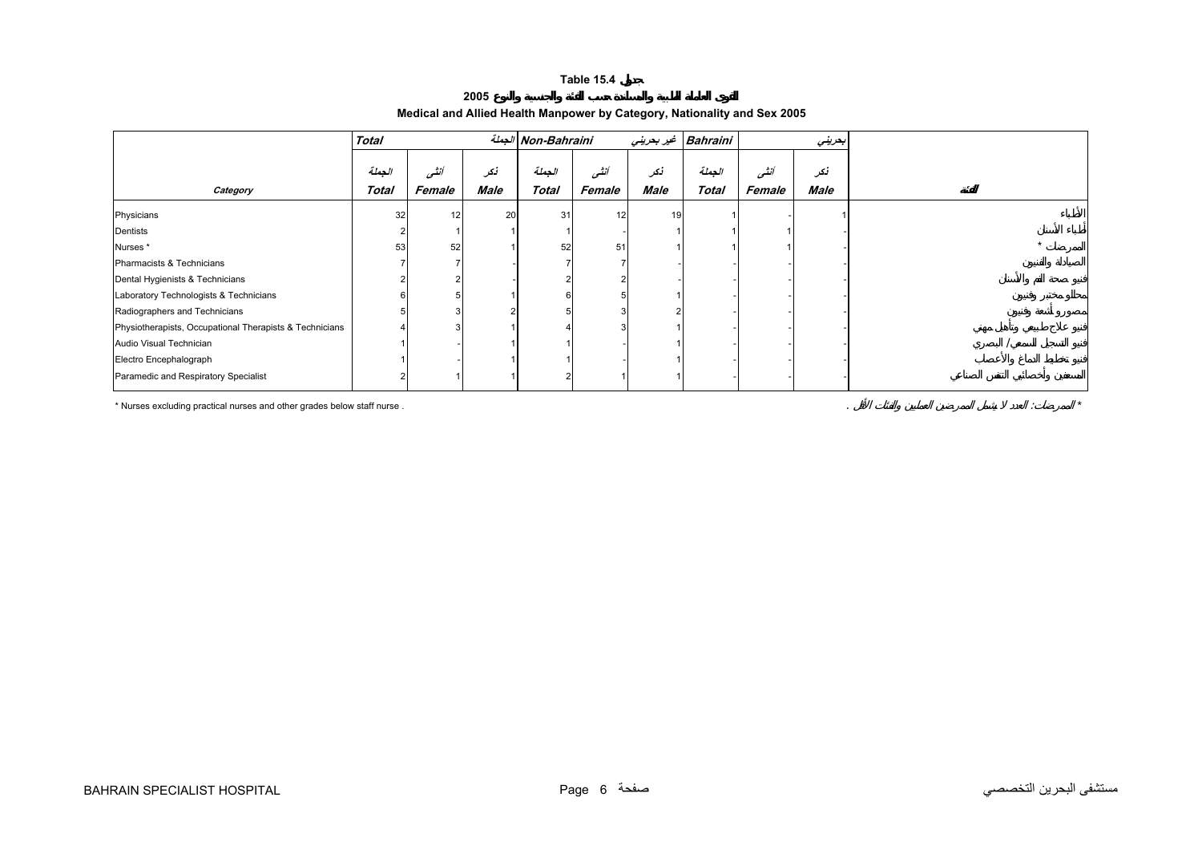**Table 15.4 جدول**

**القوى العاملة الطبية والمساندة حسب الفئة والجنسية والنوع 2005**

**Medical and Allied Health Manpower by Category, Nationality and Sex 2005**

| | Total | | الجملة | Non-Bahraini | | غير بحريني | Bahraini | | بحريني | |
|---|---|---|---|---|---|---|---|---|---|---|
| | الجملة | أنثى | ذكر | الجملة | أنثى | ذكر | الجملة | أنثى | ذكر | |
| *Category* | *Total* | *Female* | *Male* | *Total* | *Female* | *Male* | *Total* | *Female* | *Male* | **الفئة** |
| Physicians | 32 | 12 | 20 | 31 | 12 | 19 | 1 | - | 1 | الأطباء |
| Dentists | 2 | 1 | 1 | 1 | - | 1 | 1 | 1 | - | أطباء الأسنان |
| Nurses * | 53 | 52 | 1 | 52 | 51 | 1 | 1 | 1 | - | الممرضات * |
| Pharmacists & Technicians | 7 | 7 | - | 7 | 7 | - | - | - | - | الصيادلة والفنيون |
| Dental Hygienists & Technicians | 2 | 2 | - | 2 | 2 | - | - | - | - | فنيو صحة الفم والأسنان |
| Laboratory Technologists & Technicians | 6 | 5 | 1 | 6 | 5 | 1 | - | - | - | محللو مختبر وفنيون |
| Radiographers and Technicians | 5 | 3 | 2 | 5 | 3 | 2 | - | - | - | مصورو أشعة وفنيون |
| Physiotherapists, Occupational Therapists & Technicians | 4 | 3 | 1 | 4 | 3 | 1 | - | - | - | فنيو علاج طبيعي وتأهيل مهني |
| Audio Visual Technician | 1 | - | 1 | 1 | - | 1 | - | - | - | فنيو التسجيل السمعي / البصري |
| Electro Encephalograph | 1 | - | 1 | 1 | - | 1 | - | - | - | فنيو تخطيط الدماغ والأعصاب |
| Paramedic and Respiratory Specialist | 2 | 1 | 1 | 2 | 1 | 1 | - | - | - | المسعفون وأخصائيو التنفس الصناعي |

\* Nurses excluding practical nurses and other grades below staff nurse .

\* الممرضات : العدد لا يشمل الممرضين العمليين والفئات الأقل .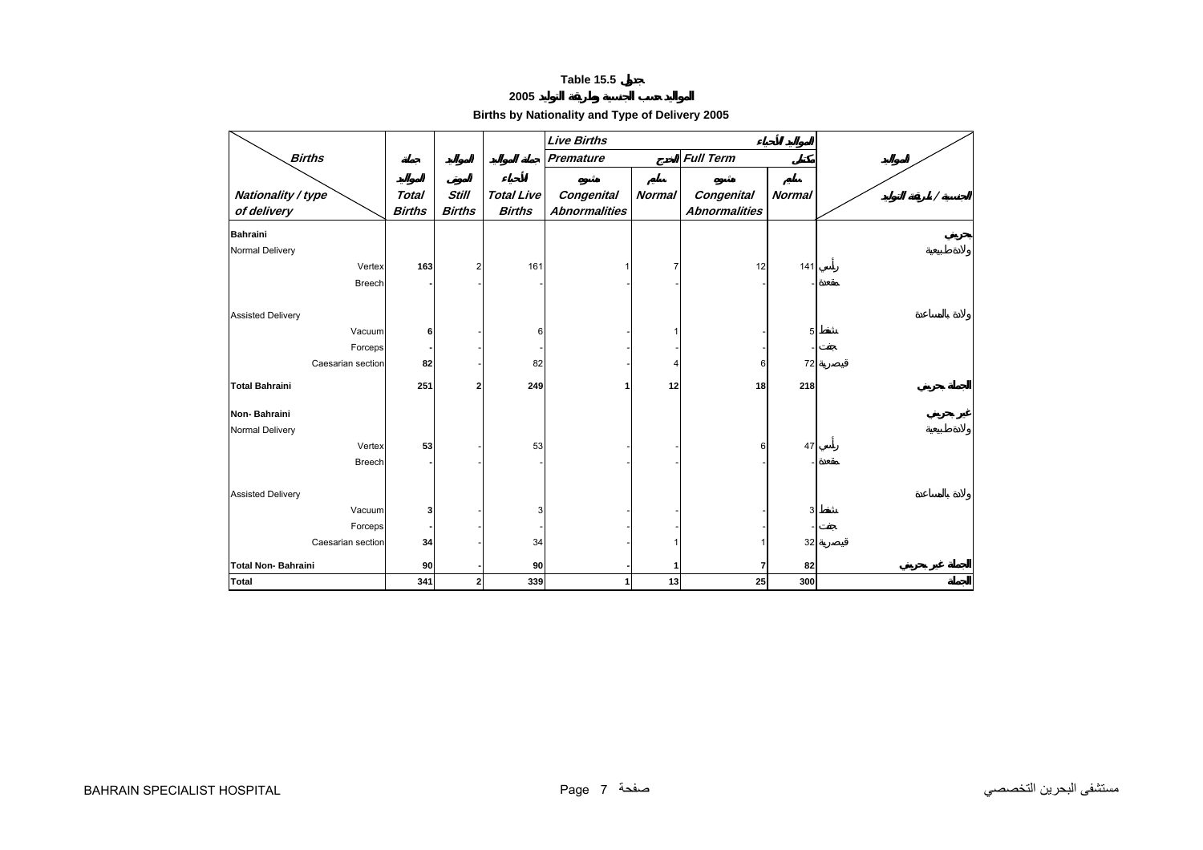**Table 15.5 جدول**

**2005 المواليد حسب الجنسية وطريقة التوليد**

**Births by Nationality and Type of Delivery 2005**

| Births / Nationality / type of delivery | جملة المواليد Total Births | المواليد الموتى Still Births | جملة المواليد الأحياء Total Live Births | Live Births المواليد الأحياء Premature خديج Congenital Abnormalities مشوه | Normal سليم | Full Term مكتمل Congenital Abnormalities مشوه | Normal سليم | المواليد الجنسية / طريقة التوليد |
|---|---|---|---|---|---|---|---|---|
| **Bahraini** | | | | | | | | **بحريني** |
| Normal Delivery | | | | | | | | ولادة طبيعية |
| Vertex | **163** | 2 | 161 | 1 | 7 | 12 | 141 | رأسي |
| Breech | **-** | - | - | - | - | - | - | مقعدة |
| Assisted Delivery | | | | | | | | ولادة بالمساعدة |
| Vacuum | **6** | - | 6 | - | 1 | - | 5 | شفط |
| Forceps | **-** | - | - | - | - | - | - | جفت |
| Caesarian section | **82** | - | 82 | - | 4 | 6 | 72 | قيصرية |
| **Total Bahraini** | **251** | **2** | **249** | **1** | **12** | **18** | **218** | **الجملة بحريني** |
| **Non- Bahraini** | | | | | | | | **غير بحريني** |
| Normal Delivery | | | | | | | | ولادة طبيعية |
| Vertex | **53** | - | 53 | - | - | 6 | 47 | رأسي |
| Breech | **-** | - | - | - | - | - | - | مقعدة |
| Assisted Delivery | | | | | | | | ولادة بالمساعدة |
| Vacuum | **3** | - | 3 | - | - | - | 3 | شفط |
| Forceps | **-** | - | - | - | - | - | - | جفت |
| Caesarian section | **34** | - | 34 | - | 1 | 1 | 32 | قيصرية |
| **Total Non- Bahraini** | **90** | **-** | **90** | **-** | **1** | **7** | **82** | **الجملة غير بحريني** |
| **Total** | **341** | **2** | **339** | **1** | **13** | **25** | **300** | **الجملة** |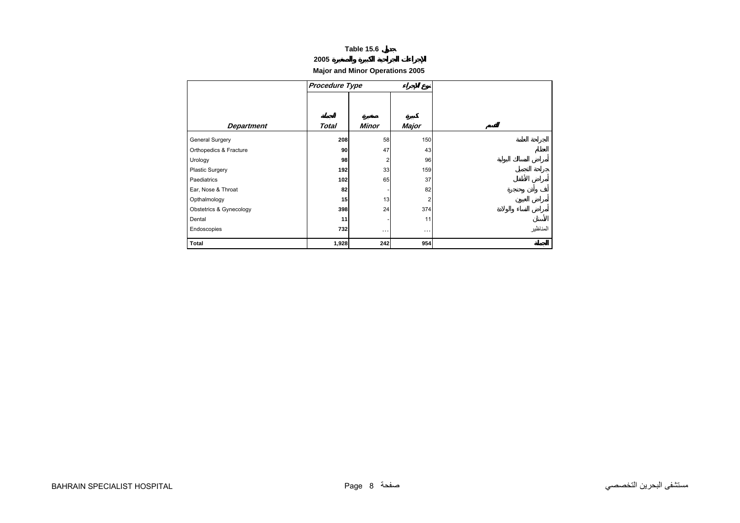**Table 15.6 جدول**

**الإجراءات الجراحية الكبيرة والصغيرة 2005**

**Major and Minor Operations 2005**

| | *Procedure Type* | | نوع الإجراء | |
|---|---|---|---|---|
| ***Department*** | ***Total*** الجملة | ***Minor*** صغيرة | ***Major*** كبيرة | القسم |
| General Surgery | **208** | 58 | 150 | الجراحة العامة |
| Orthopedics & Fracture | **90** | 47 | 43 | العظام |
| Urology | **98** | 2 | 96 | أمراض المسالك البولية |
| Plastic Surgery | **192** | 33 | 159 | جراحة التجميل |
| Paediatrics | **102** | 65 | 37 | أمراض الأطفال |
| Ear, Nose & Throat | **82** | - | 82 | أنف وأذن وحنجرة |
| Opthalmology | **15** | 13 | 2 | أمراض العيون |
| Obstetrics & Gynecology | **398** | 24 | 374 | أمراض النساء والولادة |
| Dental | **11** | - | 11 | الأسنان |
| Endoscopies | **732** | ... | ... | المناظير |
| **Total** | **1,928** | **242** | **954** | **الجملة** |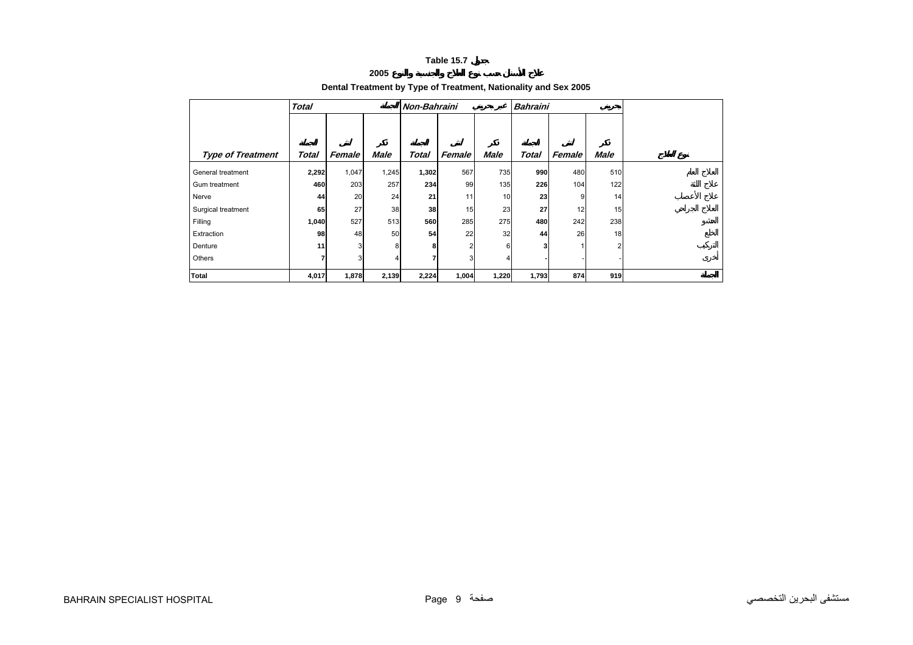**Table 15.7 جدول**

**2005 علاج الأسنان حسب نوع العلاج والجنسية والنوع**

**Dental Treatment by Type of Treatment, Nationality and Sex 2005**

| | *Total* | | الجملة | *Non-Bahraini* | | غير بحريني | *Bahraini* | | بحريني | |
|---|---|---|---|---|---|---|---|---|---|---|
| | الجملة | أنثى | ذكر | الجملة | أنثى | ذكر | الجملة | أنثى | ذكر | |
| ***Type of Treatment*** | ***Total*** | ***Female*** | ***Male*** | ***Total*** | ***Female*** | ***Male*** | ***Total*** | ***Female*** | ***Male*** | **نوع العلاج** |
| General treatment | **2,292** | 1,047 | 1,245 | **1,302** | 567 | 735 | **990** | 480 | 510 | العلاج العام |
| Gum treatment | **460** | 203 | 257 | **234** | 99 | 135 | **226** | 104 | 122 | علاج اللثة |
| Nerve | **44** | 20 | 24 | **21** | 11 | 10 | **23** | 9 | 14 | علاج الأعصاب |
| Surgical treatment | **65** | 27 | 38 | **38** | 15 | 23 | **27** | 12 | 15 | العلاج الجراحي |
| Filling | **1,040** | 527 | 513 | **560** | 285 | 275 | **480** | 242 | 238 | الحشو |
| Extraction | **98** | 48 | 50 | **54** | 22 | 32 | **44** | 26 | 18 | الخلع |
| Denture | **11** | 3 | 8 | **8** | 2 | 6 | **3** | 1 | 2 | التركيب |
| Others | **7** | 3 | 4 | **7** | 3 | 4 | - | - | - | أخرى |
| **Total** | **4,017** | **1,878** | **2,139** | **2,224** | **1,004** | **1,220** | **1,793** | **874** | **919** | **الجملة** |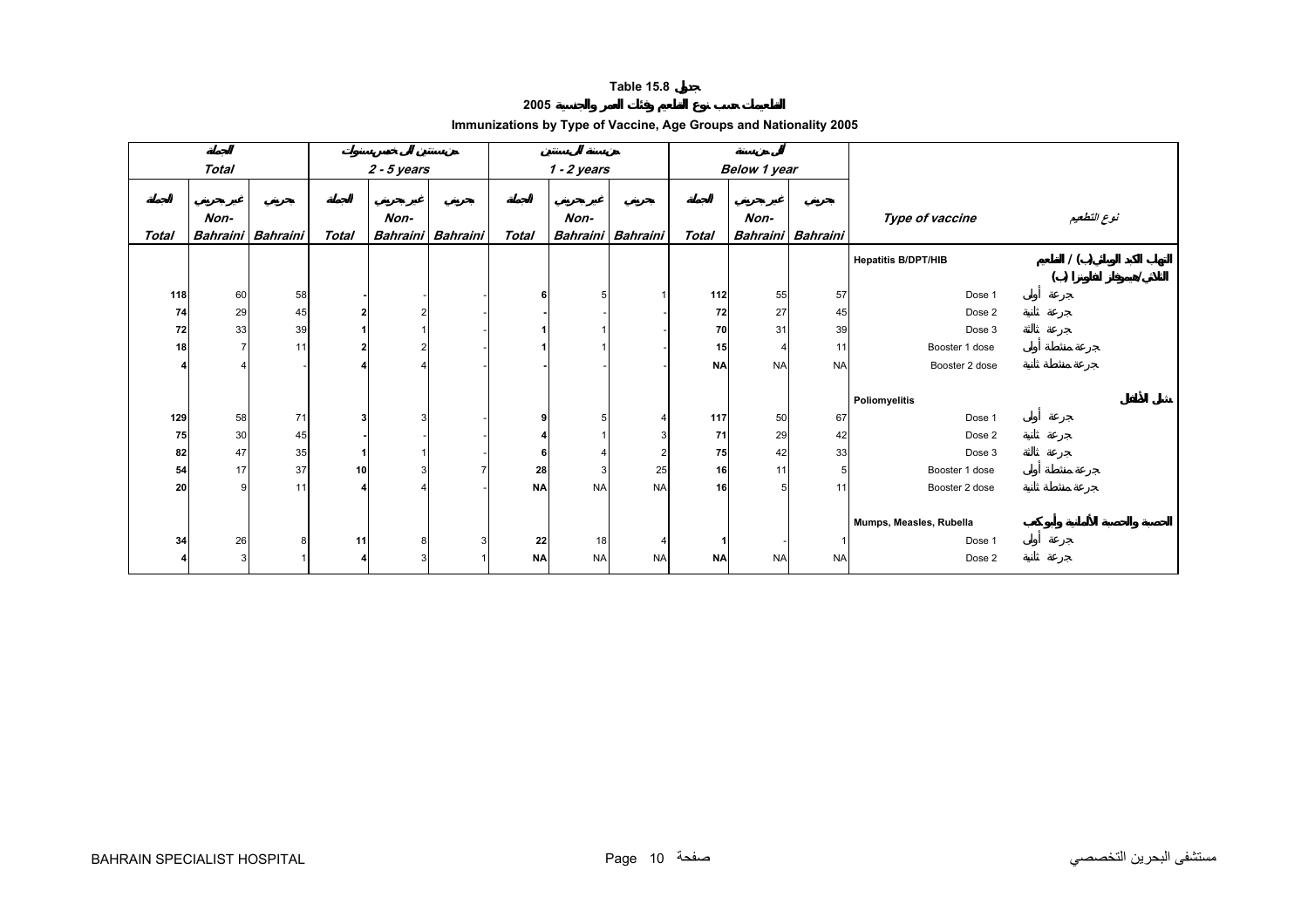**Table 15.8 جدول**

**التطعيمات حسب نوع التطعيم وفئات العمر والجنسية 2005**

**Immunizations by Type of Vaccine, Age Groups and Nationality 2005**

| الجملة | | | من سنتين الى خمس سنوات | | | من سنة الى سنتين | | | أقل من سنة | | | | |
|---|---|---|---|---|---|---|---|---|---|---|---|---|---|
| *Total* | | | *2 - 5 years* | | | *1 - 2 years* | | | *Below 1 year* | | | | |
| الجملة *Total* | غير بحريني *Non-Bahraini* | بحريني *Bahraini* | الجملة *Total* | غير بحريني *Non-Bahraini* | بحريني *Bahraini* | الجملة *Total* | غير بحريني *Non-Bahraini* | بحريني *Bahraini* | الجملة *Total* | غير بحريني *Non-Bahraini* | بحريني *Bahraini* | *Type of vaccine* | *نوع التطعيم* |
| | | | | | | | | | | | | **Hepatitis B/DPT/HIB** | التهاب الكبد الوبائي (ب)/ الثلاثي/هيموفيلز انفلونزا (ب) |
| **118** | 60 | 58 | **-** | - | - | **6** | 5 | 1 | **112** | 55 | 57 | Dose 1 | جرعة أولى |
| **74** | 29 | 45 | **2** | 2 | - | **-** | - | - | **72** | 27 | 45 | Dose 2 | جرعة ثانية |
| **72** | 33 | 39 | **1** | 1 | - | **1** | 1 | - | **70** | 31 | 39 | Dose 3 | جرعة ثالثة |
| **18** | 7 | 11 | **2** | 2 | - | **1** | 1 | - | **15** | 4 | 11 | Booster 1 dose | جرعة منشطة أولى |
| **4** | 4 | - | **4** | 4 | - | **-** | - | - | **NA** | NA | NA | Booster 2 dose | جرعة منشطة ثانية |
| | | | | | | | | | | | | **Poliomyelitis** | شلل الأطفال |
| **129** | 58 | 71 | **3** | 3 | - | **9** | 5 | 4 | **117** | 50 | 67 | Dose 1 | جرعة أولى |
| **75** | 30 | 45 | **-** | - | - | **4** | 1 | 3 | **71** | 29 | 42 | Dose 2 | جرعة ثانية |
| **82** | 47 | 35 | **1** | 1 | - | **6** | 4 | 2 | **75** | 42 | 33 | Dose 3 | جرعة ثالثة |
| **54** | 17 | 37 | **10** | 3 | 7 | **28** | 3 | 25 | **16** | 11 | 5 | Booster 1 dose | جرعة منشطة أولى |
| **20** | 9 | 11 | **4** | 4 | - | **NA** | NA | NA | **16** | 5 | 11 | Booster 2 dose | جرعة منشطة ثانية |
| | | | | | | | | | | | | **Mumps, Measles, Rubella** | الحصبة والحصبة الألمانية وأبوكعب |
| **34** | 26 | 8 | **11** | 8 | 3 | **22** | 18 | 4 | **1** | - | 1 | Dose 1 | جرعة أولى |
| **4** | 3 | 1 | **4** | 3 | 1 | **NA** | NA | NA | **NA** | NA | NA | Dose 2 | جرعة ثانية |

BAHRAIN SPECIALIST HOSPITAL مستشفى البحرين التخصصي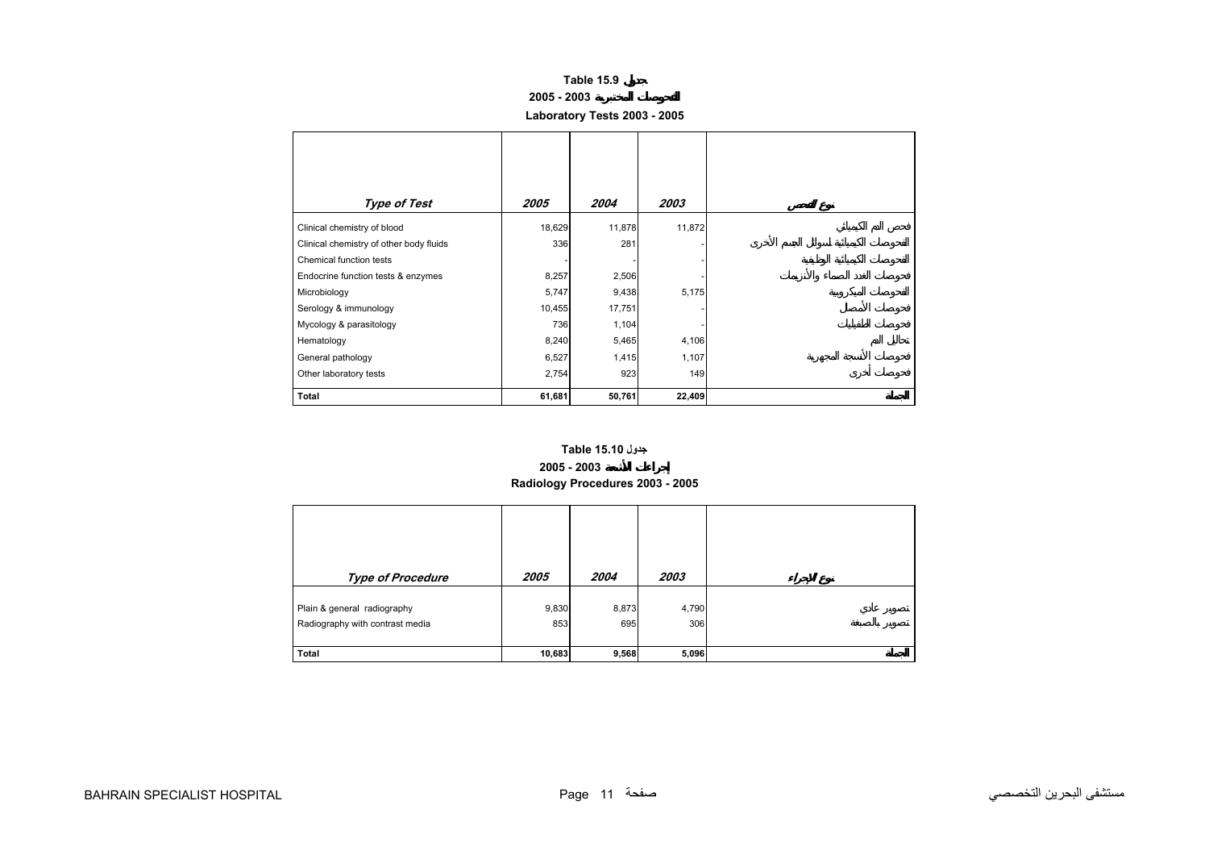**Table 15.9 جدول**

**2005 - 2003 الفحوصات المختبرية**

**Laboratory Tests 2003 - 2005**

| *Type of Test* | *2005* | *2004* | *2003* | *نوع الفحص* |
|---|---|---|---|---|
| Clinical chemistry of blood | 18,629 | 11,878 | 11,872 | فحص الدم الكيميائي |
| Clinical chemistry of other body fluids | 336 | 281 | - | الفحوصات الكيميائية لسوائل الجسم الأخرى |
| Chemical function tests | - | - | - | الفحوصات الكيميائية الوظيفية |
| Endocrine function tests & enzymes | 8,257 | 2,506 | - | فحوصات الغدد الصماء والأنزيمات |
| Microbiology | 5,747 | 9,438 | 5,175 | الفحوصات الميكروبية |
| Serology & immunology | 10,455 | 17,751 | - | فحوصات الأمصال |
| Mycology & parasitology | 736 | 1,104 | - | فحوصات الطفيليات |
| Hematology | 8,240 | 5,465 | 4,106 | تحاليل الدم |
| General pathology | 6,527 | 1,415 | 1,107 | فحوصات الأنسجة المجهرية |
| Other laboratory tests | 2,754 | 923 | 149 | فحوصات أخرى |
| **Total** | **61,681** | **50,761** | **22,409** | **الجملة** |

**Table 15.10 جدول**

**2005 - 2003 إجراءات الأشعة**

**Radiology Procedures 2003 - 2005**

| *Type of Procedure* | *2005* | *2004* | *2003* | *نوع الإجراء* |
|---|---|---|---|---|
| Plain & general radiography | 9,830 | 8,873 | 4,790 | تصوير عادي |
| Radiography with contrast media | 853 | 695 | 306 | تصوير بالصبغة |
| **Total** | **10,683** | **9,568** | **5,096** | **الجملة** |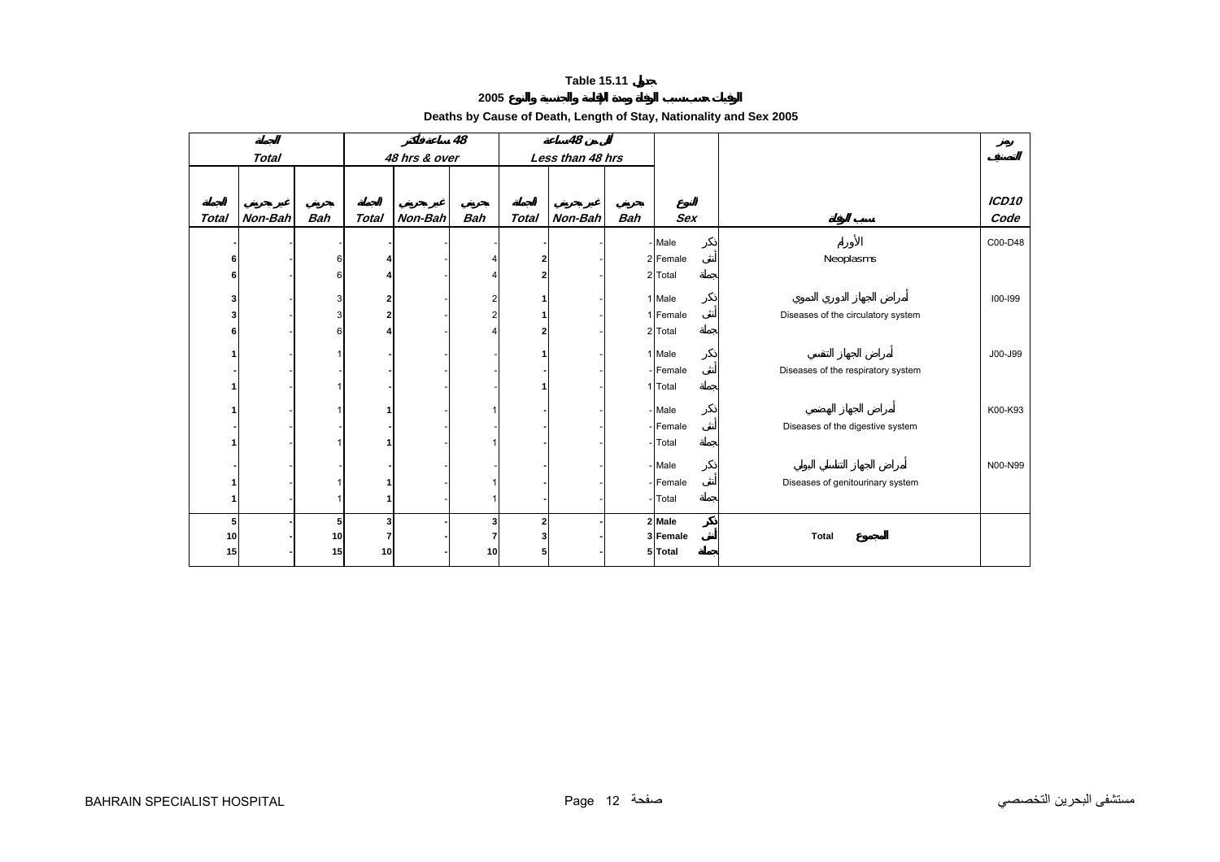# Table 15.11 جدول

## الوفيات حسب سبب الوفاة ومدة الإقامة والجنسية والنوع 2005

## Deaths by Cause of Death, Length of Stay, Nationality and Sex 2005

| الجملة Total | | | 48 ساعة فأكثر 48 hrs & over | | | أقل من 48 ساعة Less than 48 hrs | | | | | | |
|---|---|---|---|---|---|---|---|---|---|---|---|---|
| الجملة Total | غير بحريني Non-Bah | بحريني Bah | الجملة Total | غير بحريني Non-Bah | بحريني Bah | الجملة Total | غير بحريني Non-Bah | بحريني Bah | النوع Sex | | سبب الوفاة | رمز التصنيف ICD10 Code |
| - | - | - | - | - | - | - | - | - | Male | ذكر | الأورام Neoplasms | C00-D48 |
| 6 | - | 6 | 4 | - | 4 | 2 | - | 2 | Female | أنثى | | |
| 6 | - | 6 | 4 | - | 4 | 2 | - | 2 | Total | جملة | | |
| 3 | - | 3 | 2 | - | 2 | 1 | - | 1 | Male | ذكر | أمراض الجهاز الدوري الدموي Diseases of the circulatory system | I00-I99 |
| 3 | - | 3 | 2 | - | 2 | 1 | - | 1 | Female | أنثى | | |
| 6 | - | 6 | 4 | - | 4 | 2 | - | 2 | Total | جملة | | |
| 1 | - | 1 | - | - | - | 1 | - | 1 | Male | ذكر | أمراض الجهاز التنفسي Diseases of the respiratory system | J00-J99 |
| - | - | - | - | - | - | - | - | - | Female | أنثى | | |
| 1 | - | 1 | - | - | - | 1 | - | 1 | Total | جملة | | |
| 1 | - | 1 | 1 | - | 1 | - | - | - | Male | ذكر | أمراض الجهاز الهضمي Diseases of the digestive system | K00-K93 |
| - | - | - | - | - | - | - | - | - | Female | أنثى | | |
| 1 | - | 1 | 1 | - | 1 | - | - | - | Total | جملة | | |
| - | - | - | - | - | - | - | - | - | Male | ذكر | أمراض الجهاز التناسلي البولي Diseases of genitourinary system | N00-N99 |
| 1 | - | 1 | 1 | - | 1 | - | - | - | Female | أنثى | | |
| 1 | - | 1 | 1 | - | 1 | - | - | - | Total | جملة | | |
| **5** | **-** | **5** | **3** | **-** | **3** | **2** | **-** | **2** | **Male** | **ذكر** | **Total المجموع** | |
| **10** | **-** | **10** | **7** | **-** | **7** | **3** | **-** | **3** | **Female** | **أنثى** | | |
| **15** | **-** | **15** | **10** | **-** | **10** | **5** | **-** | **5** | **Total** | **جملة** | | |

BAHRAIN SPECIALIST HOSPITAL مستشفى البحرين التخصصي